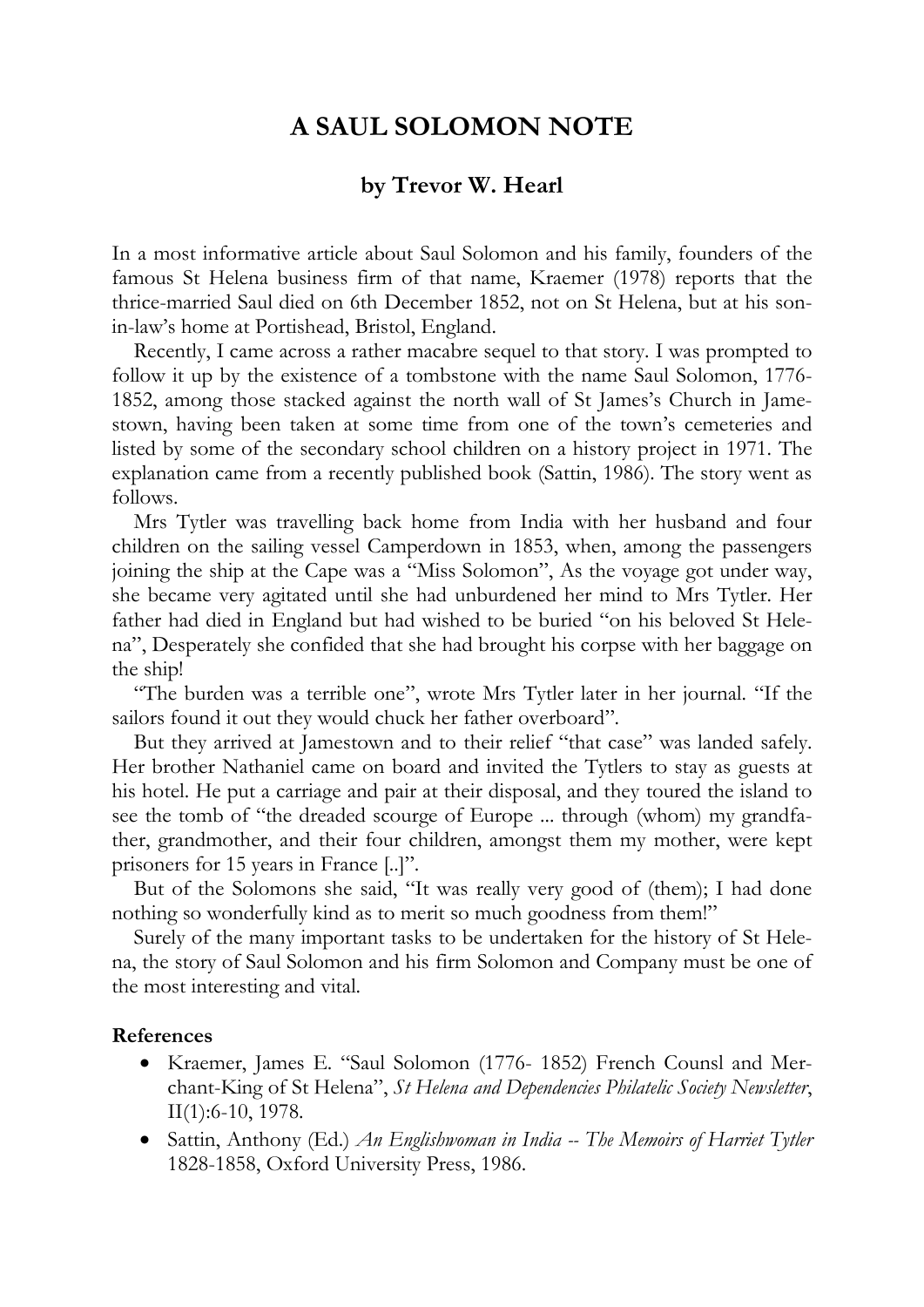# A SAUL SOLOMON NOTE

## by Trevor W. Hearl

In a most informative article about Saul Solomon and his family, founders of the famous St Helena business firm of that name, Kraemer (1978) reports that the thrice-married Saul died on 6th December 1852, not on St Helena, but at his son-in-law's home at Portishead, Bristol, England.

Recently, I came across a rather macabre sequel to that story. I was prompted to follow it up by the existence of a tombstone with the name Saul Solomon, 1776-1852, among those stacked against the north wall of St James's Church in Jamestown, having been taken at some time from one of the town's cemeteries and listed by some of the secondary school children on a history project in 1971. The explanation came from a recently published book (Sattin, 1986). The story went as follows.

Mrs Tytler was travelling back home from India with her husband and four children on the sailing vessel Camperdown in 1853, when, among the passengers joining the ship at the Cape was a "Miss Solomon", As the voyage got under way, she became very agitated until she had unburdened her mind to Mrs Tytler. Her father had died in England but had wished to be buried "on his beloved St Helena", Desperately she confided that she had brought his corpse with her baggage on the ship!

"The burden was a terrible one", wrote Mrs Tytler later in her journal. "If the sailors found it out they would chuck her father overboard".

But they arrived at Jamestown and to their relief "that case" was landed safely. Her brother Nathaniel came on board and invited the Tytlers to stay as guests at his hotel. He put a carriage and pair at their disposal, and they toured the island to see the tomb of "the dreaded scourge of Europe ... through (whom) my grandfather, grandmother, and their four children, amongst them my mother, were kept prisoners for 15 years in France [..]".

But of the Solomons she said, "It was really very good of (them); I had done nothing so wonderfully kind as to merit so much goodness from them!"

Surely of the many important tasks to be undertaken for the history of St Helena, the story of Saul Solomon and his firm Solomon and Company must be one of the most interesting and vital.

**References**

- Kraemer, James E. "Saul Solomon (1776- 1852) French Counsl and Merchant-King of St Helena", *St Helena and Dependencies Philatelic Society Newsletter*, II(1):6-10, 1978.
- Sattin, Anthony (Ed.) *An Englishwoman in India -- The Memoirs of Harriet Tytler* 1828-1858, Oxford University Press, 1986.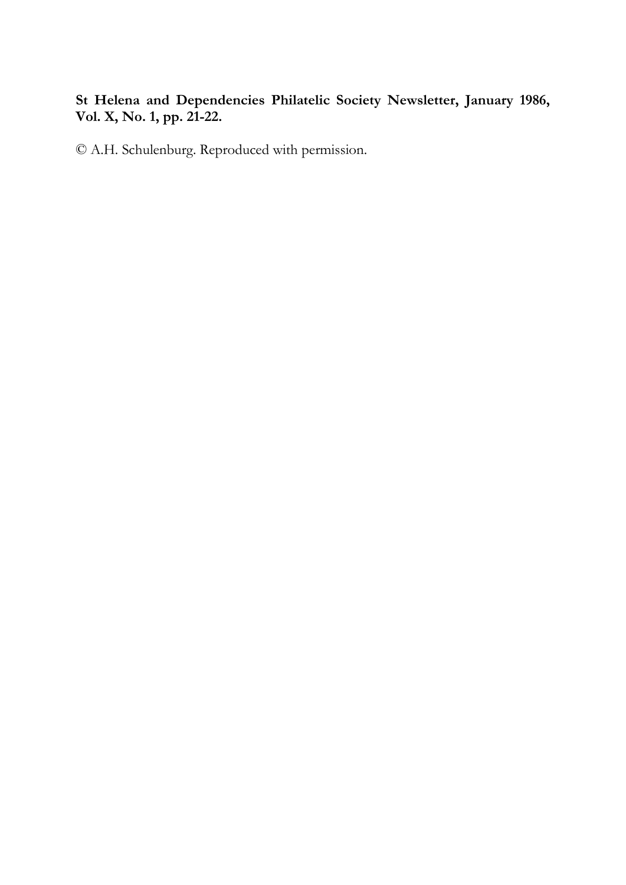**St Helena and Dependencies Philatelic Society Newsletter, January 1986, Vol. X, No. 1, pp. 21-22.**

© A.H. Schulenburg. Reproduced with permission.